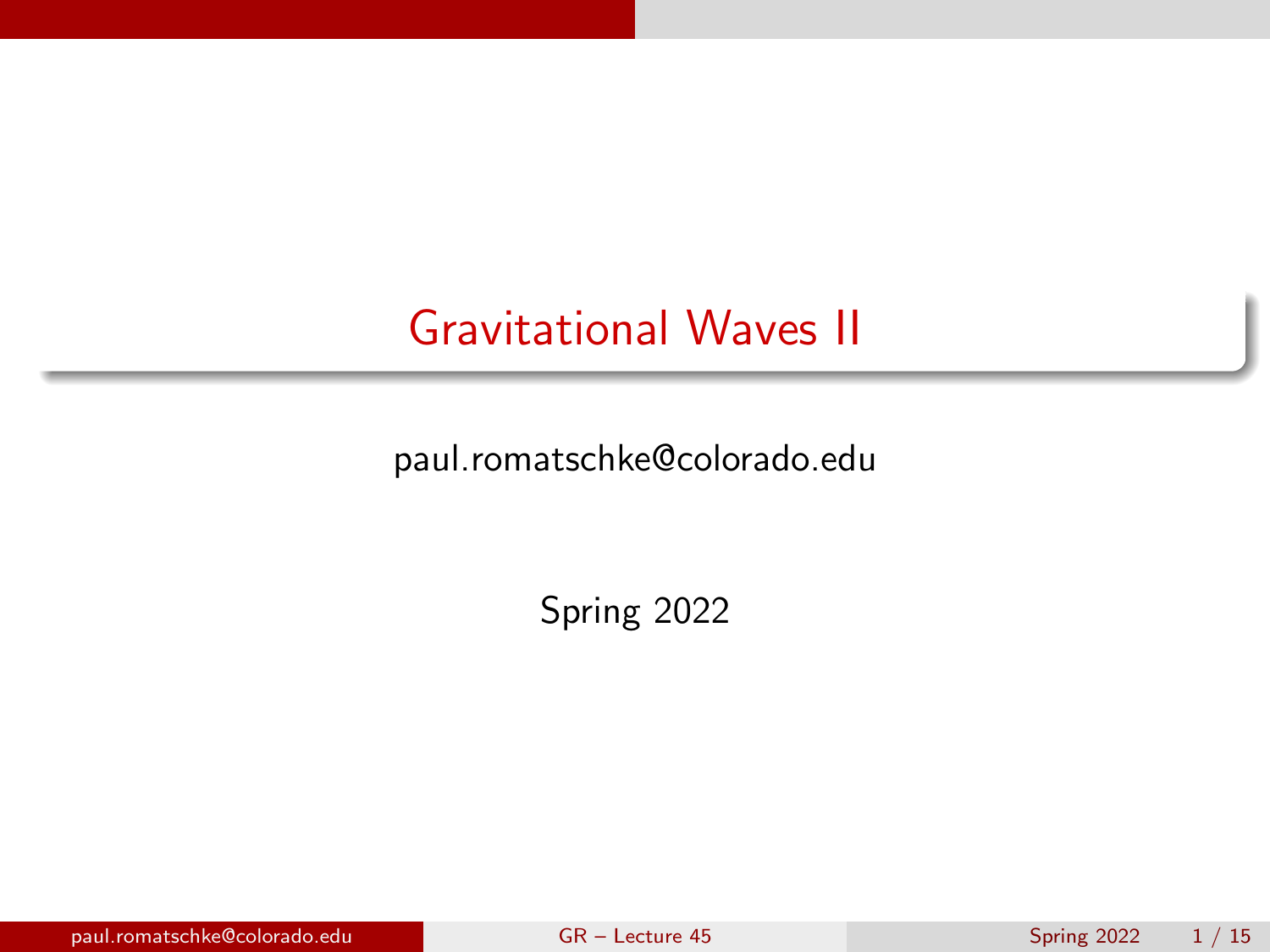# Gravitational Waves II

paul.romatschke@colorado.edu

Spring 2022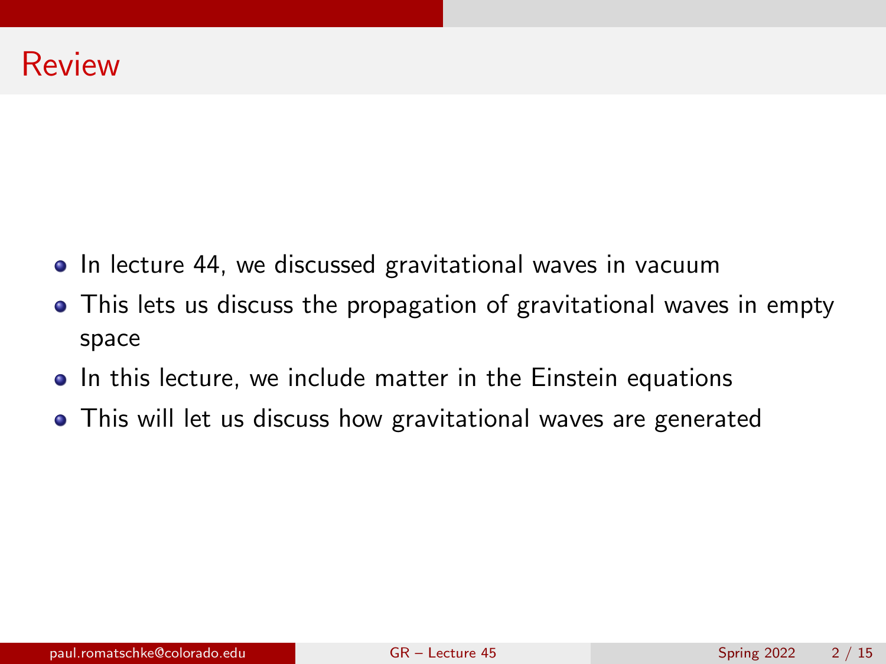# Review

- In lecture 44, we discussed gravitational waves in vacuum
- This lets us discuss the propagation of gravitational waves in empty space
- In this lecture, we include matter in the Einstein equations
- This will let us discuss how gravitational waves are generated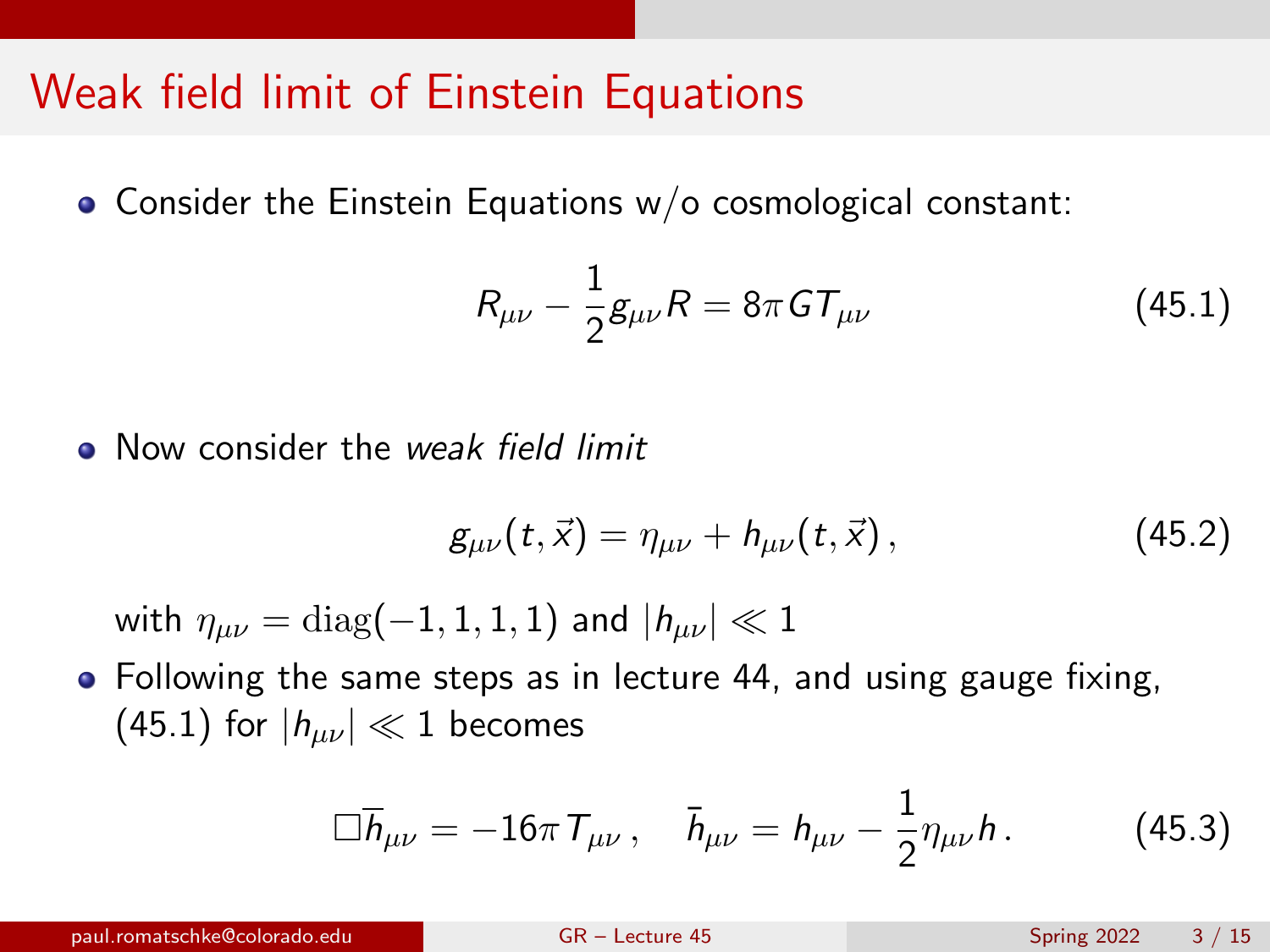# Weak field limit of Einstein Equations

- Consider the Einstein Equations w/o cosmological constant:

$$R_{\mu\nu} - \frac{1}{2}g_{\mu\nu}R = 8\pi G T_{\mu\nu} \tag{45.1}$$

- Now consider the *weak field limit*

$$g_{\mu\nu}(t, \vec{x}) = \eta_{\mu\nu} + h_{\mu\nu}(t, \vec{x}), \tag{45.2}$$

  with $\eta_{\mu\nu} = \mathrm{diag}(-1, 1, 1, 1)$ and $|h_{\mu\nu}| \ll 1$

- Following the same steps as in lecture 44, and using gauge fixing, (45.1) for $|h_{\mu\nu}| \ll 1$ becomes

$$\Box \bar{h}_{\mu\nu} = -16\pi T_{\mu\nu}, \quad \bar{h}_{\mu\nu} = h_{\mu\nu} - \frac{1}{2}\eta_{\mu\nu}h. \tag{45.3}$$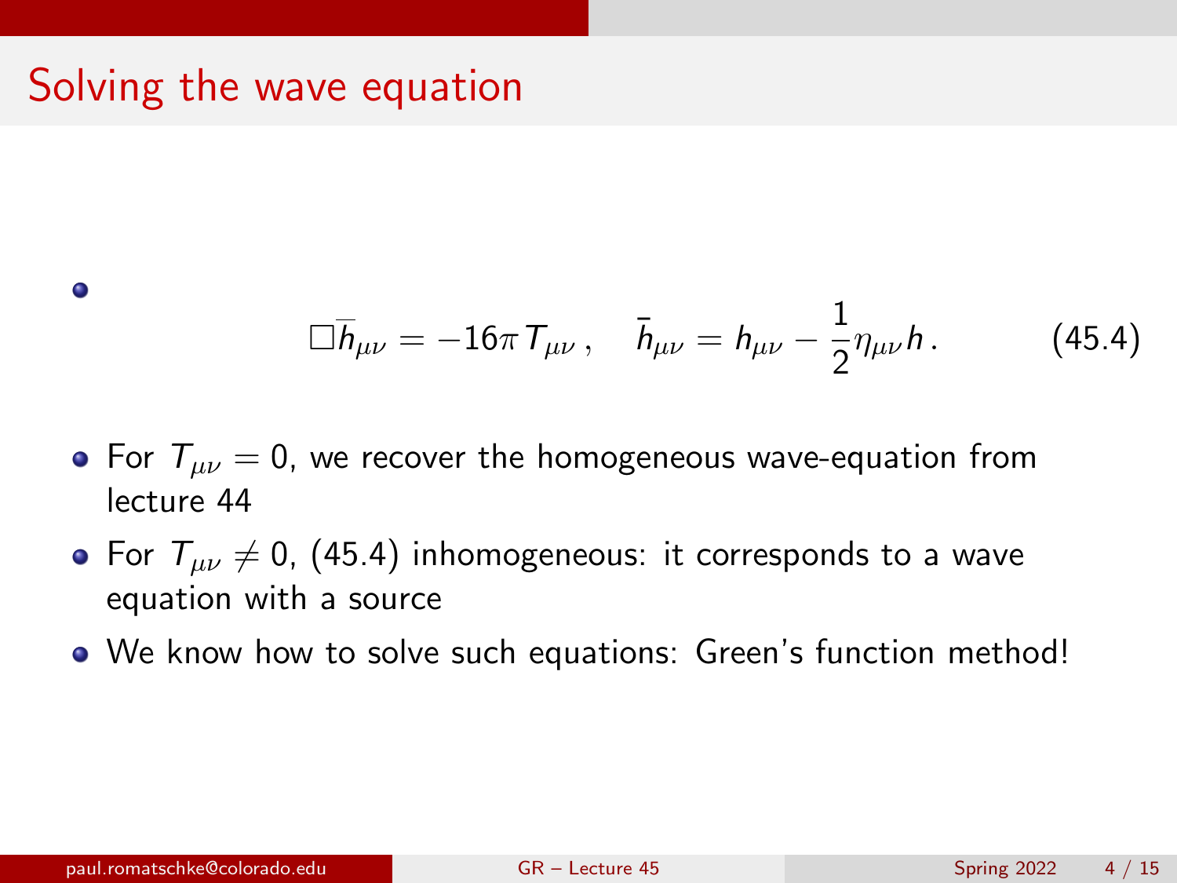# Solving the wave equation

- $$\Box \bar{h}_{\mu\nu} = -16\pi T_{\mu\nu}\,, \quad \bar{h}_{\mu\nu} = h_{\mu\nu} - \frac{1}{2}\eta_{\mu\nu} h\,. \qquad (45.4)$$
- For $T_{\mu\nu} = 0$, we recover the homogeneous wave-equation from lecture 44
- For $T_{\mu\nu} \neq 0$, (45.4) inhomogeneous: it corresponds to a wave equation with a source
- We know how to solve such equations: Green's function method!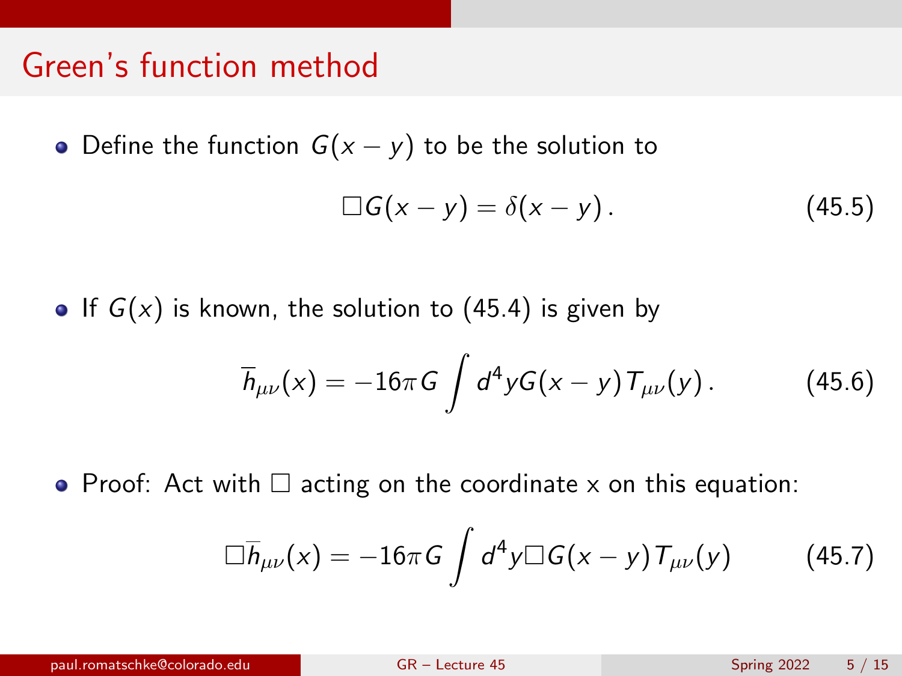# Green's function method

- Define the function $G(x-y)$ to be the solution to

$$\Box G(x-y) = \delta(x-y)\,. \tag{45.5}$$

- If $G(x)$ is known, the solution to (45.4) is given by

$$\overline{h}_{\mu\nu}(x) = -16\pi G \int d^4y G(x-y) T_{\mu\nu}(y)\,. \tag{45.6}$$

- Proof: Act with $\Box$ acting on the coordinate x on this equation:

$$\Box \overline{h}_{\mu\nu}(x) = -16\pi G \int d^4y \Box G(x-y) T_{\mu\nu}(y) \tag{45.7}$$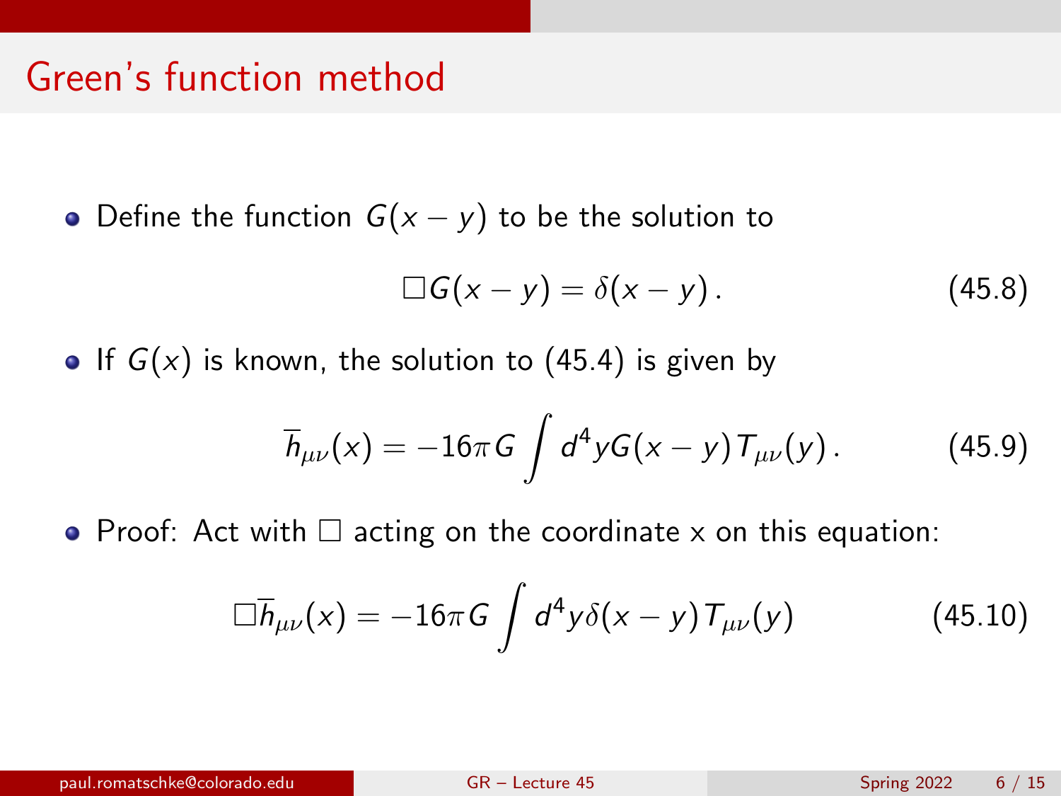# Green's function method

- Define the function $G(x-y)$ to be the solution to

$$\Box G(x-y) = \delta(x-y)\,. \tag{45.8}$$

- If $G(x)$ is known, the solution to (45.4) is given by

$$\overline{h}_{\mu\nu}(x) = -16\pi G \int d^4y G(x-y) T_{\mu\nu}(y)\,. \tag{45.9}$$

- Proof: Act with $\Box$ acting on the coordinate x on this equation:

$$\Box\overline{h}_{\mu\nu}(x) = -16\pi G \int d^4y \delta(x-y) T_{\mu\nu}(y) \tag{45.10}$$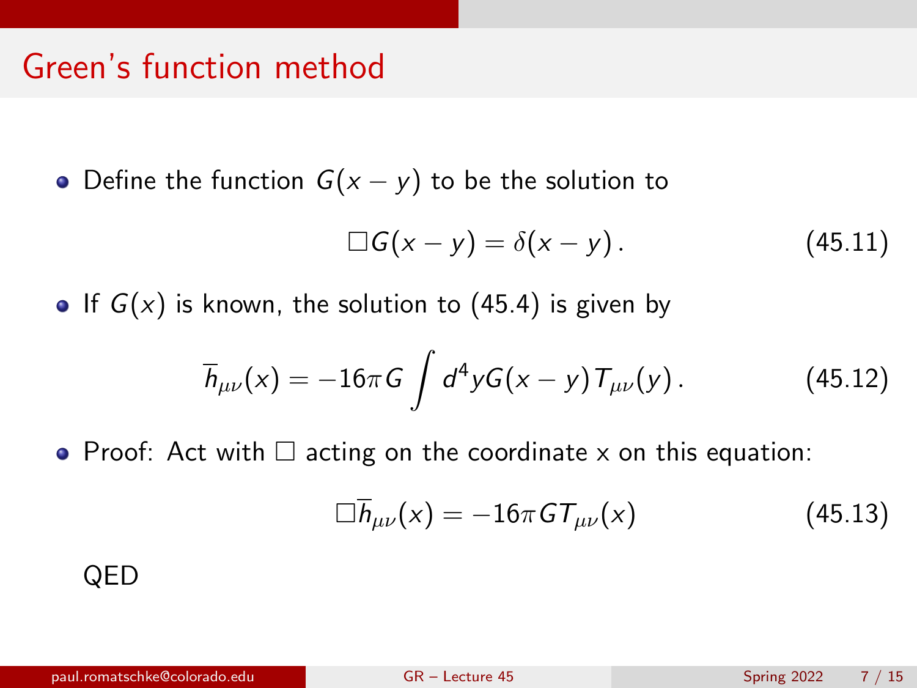# Green's function method

- Define the function $G(x-y)$ to be the solution to

$$\Box G(x-y) = \delta(x-y)\,. \tag{45.11}$$

- If $G(x)$ is known, the solution to (45.4) is given by

$$\overline{h}_{\mu\nu}(x) = -16\pi G \int d^4y G(x-y) T_{\mu\nu}(y)\,. \tag{45.12}$$

- Proof: Act with $\Box$ acting on the coordinate x on this equation:

$$\Box \overline{h}_{\mu\nu}(x) = -16\pi G T_{\mu\nu}(x) \tag{45.13}$$

QED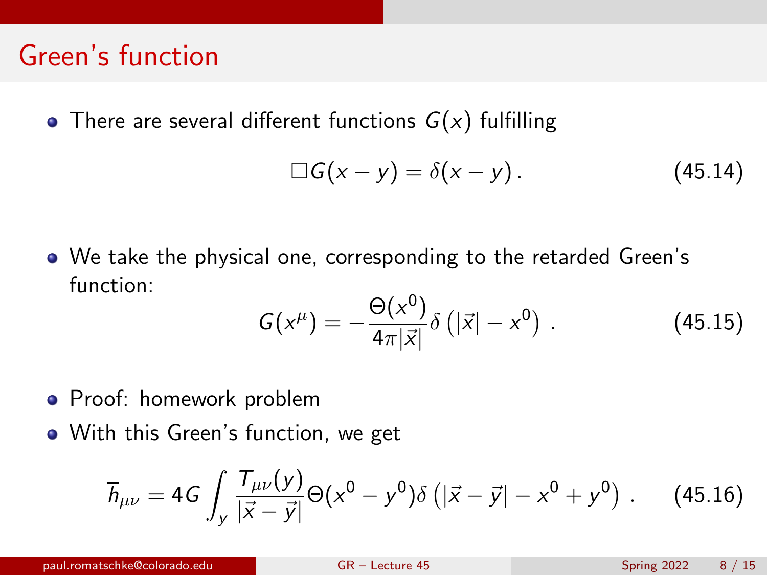# Green's function

- There are several different functions $G(x)$ fulfilling

$$\Box G(x-y) = \delta(x-y)\,. \tag{45.14}$$

- We take the physical one, corresponding to the retarded Green's function:

$$G(x^\mu) = -\frac{\Theta(x^0)}{4\pi|\vec{x}|}\delta\left(|\vec{x}| - x^0\right)\,. \tag{45.15}$$

- Proof: homework problem
- With this Green's function, we get

$$\overline{h}_{\mu\nu} = 4G\int_y \frac{T_{\mu\nu}(y)}{|\vec{x}-\vec{y}|}\Theta(x^0 - y^0)\delta\left(|\vec{x}-\vec{y}| - x^0 + y^0\right)\,. \tag{45.16}$$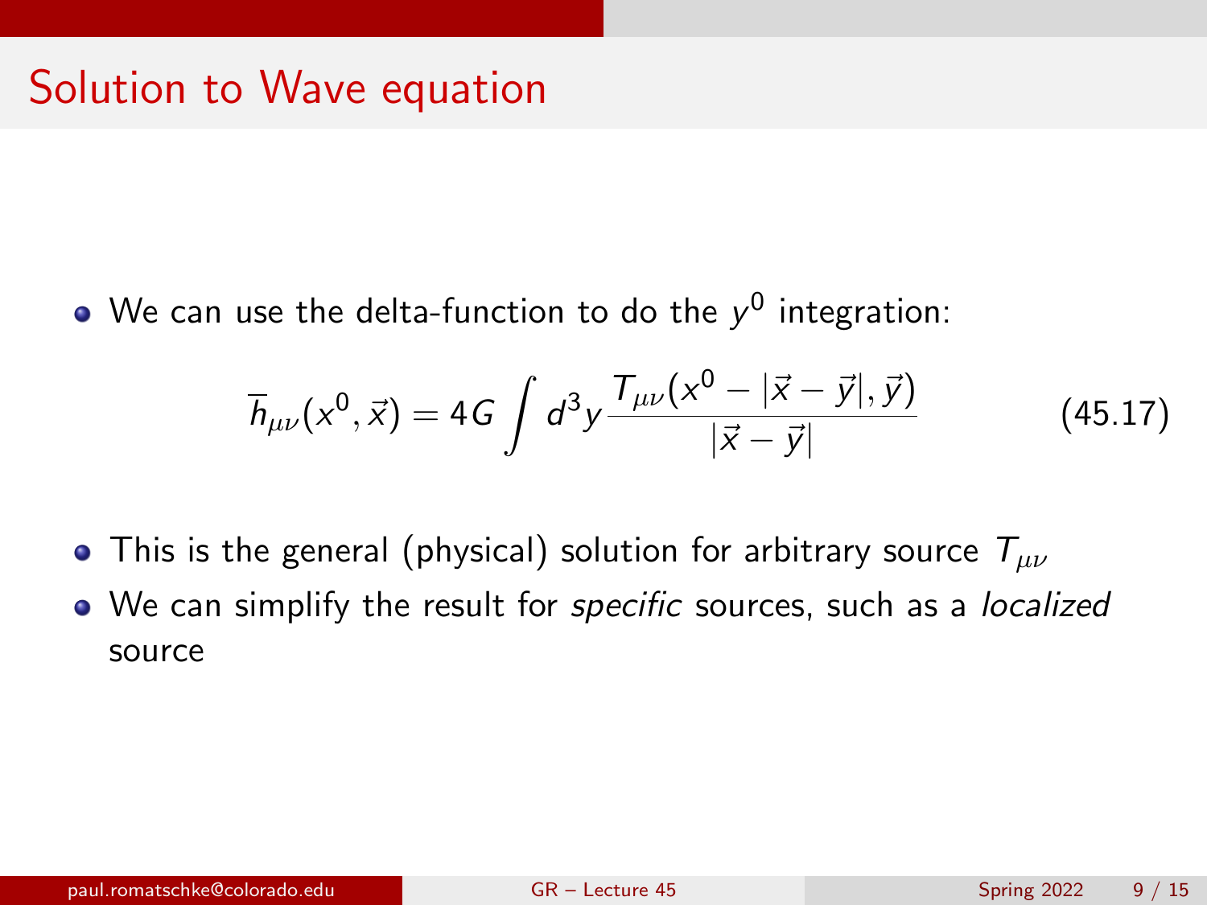# Solution to Wave equation

- We can use the delta-function to do the $y^0$ integration:

$$\overline{h}_{\mu\nu}(x^0, \vec{x}) = 4G \int d^3y \, \frac{T_{\mu\nu}(x^0 - |\vec{x} - \vec{y}|, \vec{y})}{|\vec{x} - \vec{y}|} \tag{45.17}$$

- This is the general (physical) solution for arbitrary source $T_{\mu\nu}$
- We can simplify the result for *specific* sources, such as a *localized* source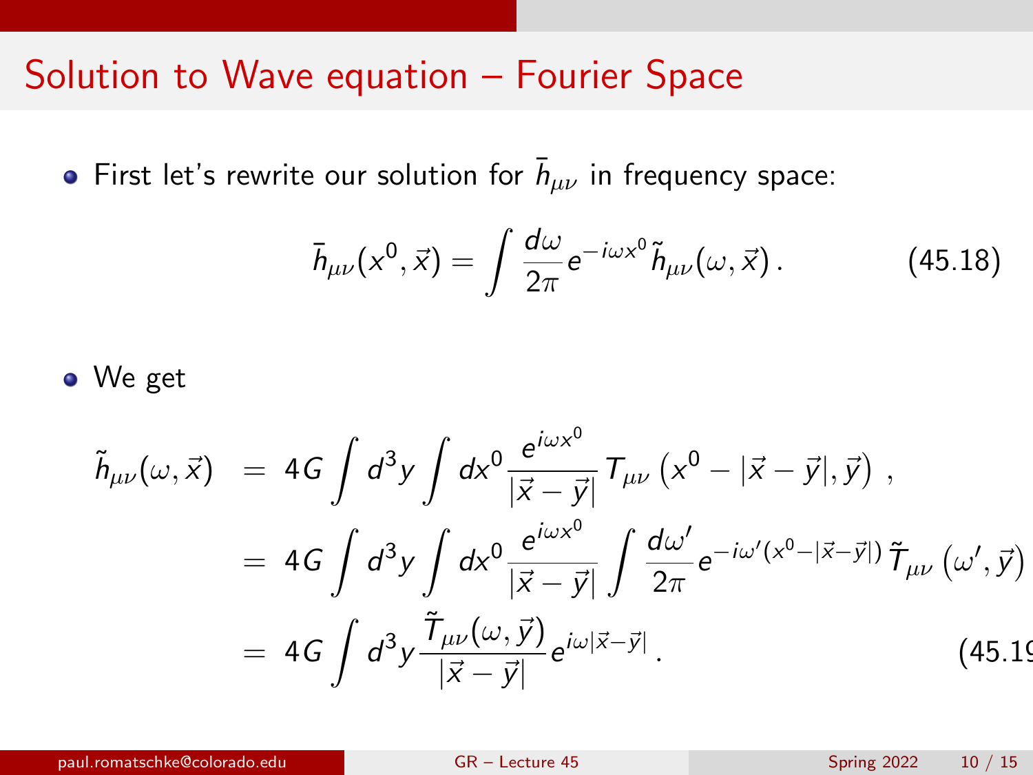# Solution to Wave equation – Fourier Space

- First let's rewrite our solution for $\bar{h}_{\mu\nu}$ in frequency space:

$$\bar{h}_{\mu\nu}(x^0, \vec{x}) = \int \frac{d\omega}{2\pi} e^{-i\omega x^0} \tilde{h}_{\mu\nu}(\omega, \vec{x}) \,. \tag{45.18}$$

- We get

$$\begin{aligned}
\tilde{h}_{\mu\nu}(\omega, \vec{x}) &= 4G \int d^3y \int dx^0 \frac{e^{i\omega x^0}}{|\vec{x}-\vec{y}|} T_{\mu\nu}\left(x^0 - |\vec{x}-\vec{y}|, \vec{y}\right) \,, \\
&= 4G \int d^3y \int dx^0 \frac{e^{i\omega x^0}}{|\vec{x}-\vec{y}|} \int \frac{d\omega'}{2\pi} e^{-i\omega'(x^0 - |\vec{x}-\vec{y}|)} \tilde{T}_{\mu\nu}\left(\omega', \vec{y}\right) \\
&= 4G \int d^3y \frac{\tilde{T}_{\mu\nu}(\omega, \vec{y})}{|\vec{x}-\vec{y}|} e^{i\omega|\vec{x}-\vec{y}|} \,.
\end{aligned} \tag{45.19}$$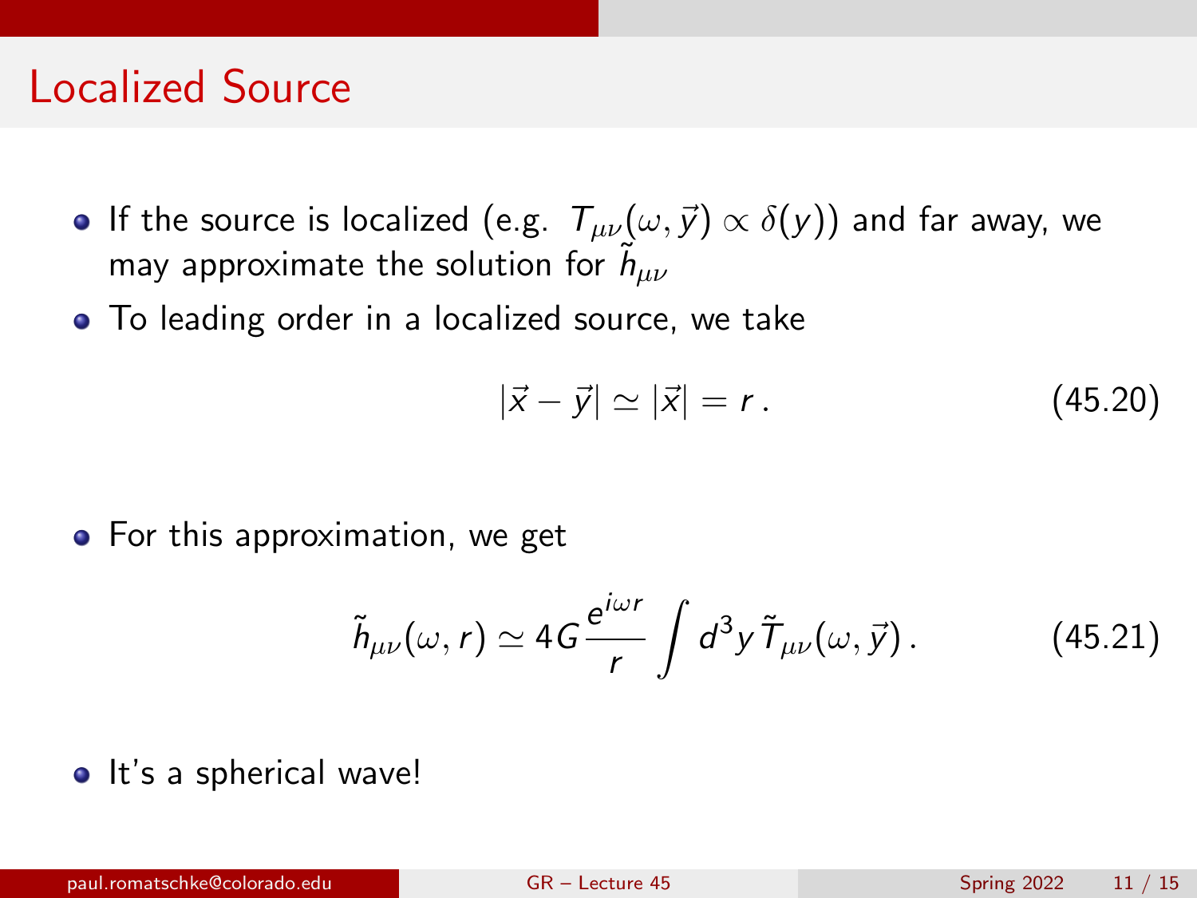# Localized Source

- If the source is localized (e.g. $T_{\mu\nu}(\omega, \vec{y}) \propto \delta(y)$) and far away, we may approximate the solution for $\tilde{h}_{\mu\nu}$
- To leading order in a localized source, we take

$$|\vec{x} - \vec{y}| \simeq |\vec{x}| = r \,. \tag{45.20}$$

- For this approximation, we get

$$\tilde{h}_{\mu\nu}(\omega, r) \simeq 4G \frac{e^{i\omega r}}{r} \int d^3y \, \tilde{T}_{\mu\nu}(\omega, \vec{y}) \,. \tag{45.21}$$

- It's a spherical wave!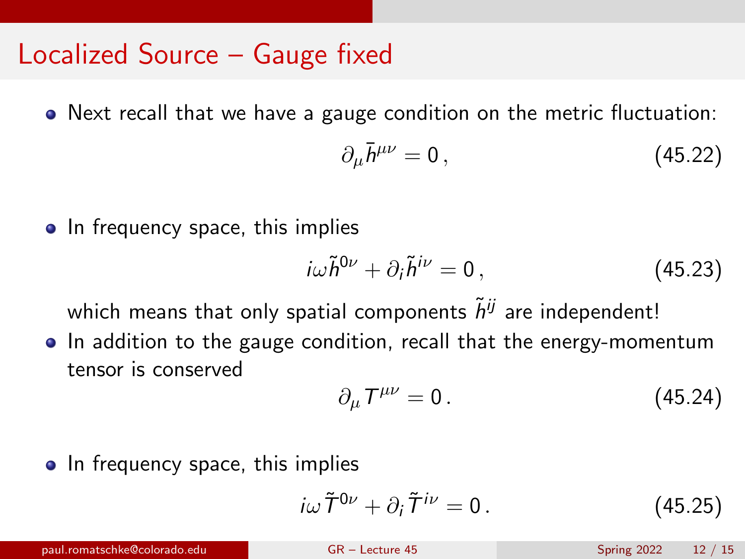# Localized Source – Gauge fixed

- Next recall that we have a gauge condition on the metric fluctuation:

$$\partial_\mu \bar{h}^{\mu\nu} = 0 \,, \tag{45.22}$$

- In frequency space, this implies

$$i\omega \tilde{h}^{0\nu} + \partial_i \tilde{h}^{i\nu} = 0 \,, \tag{45.23}$$

  which means that only spatial components $\tilde{h}^{ij}$ are independent!

- In addition to the gauge condition, recall that the energy-momentum tensor is conserved

$$\partial_\mu T^{\mu\nu} = 0 \,. \tag{45.24}$$

- In frequency space, this implies

$$i\omega \tilde{T}^{0\nu} + \partial_i \tilde{T}^{i\nu} = 0 \,. \tag{45.25}$$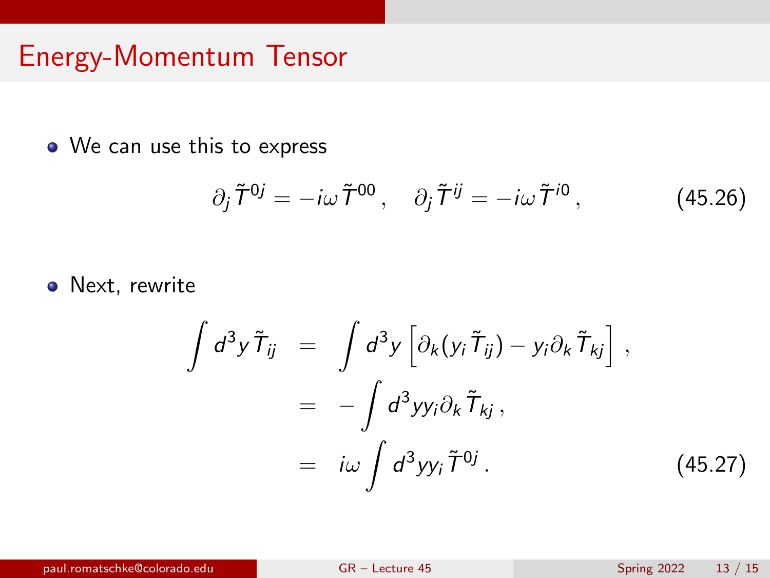## Energy-Momentum Tensor

- We can use this to express

$$\partial_j \tilde{T}^{0j} = -i\omega \tilde{T}^{00}\,, \quad \partial_j \tilde{T}^{ij} = -i\omega \tilde{T}^{i0}\,, \tag{45.26}$$

- Next, rewrite

$$\begin{aligned}
\int d^3y\, \tilde{T}_{ij} &= \int d^3y \left[\partial_k (y_i \tilde{T}_{ij}) - y_i \partial_k \tilde{T}_{kj}\right]\,, \\
&= -\int d^3y y_i \partial_k \tilde{T}_{kj}\,, \\
&= i\omega \int d^3y y_i \tilde{T}^{0j}\,.
\end{aligned} \tag{45.27}$$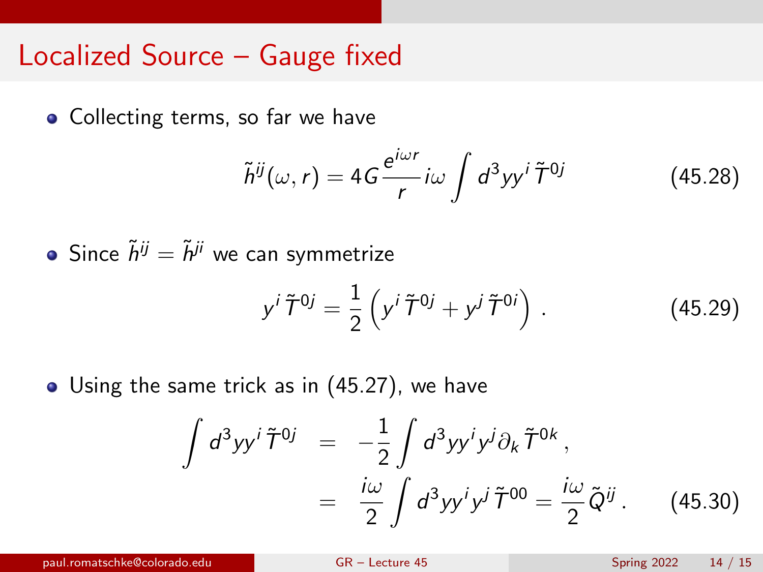# Localized Source – Gauge fixed

- Collecting terms, so far we have

$$\tilde{h}^{ij}(\omega, r) = 4G\frac{e^{i\omega r}}{r} i\omega \int d^3y y^i \tilde{T}^{0j} \tag{45.28}$$

- Since $\tilde{h}^{ij} = \tilde{h}^{ji}$ we can symmetrize

$$y^i \tilde{T}^{0j} = \frac{1}{2}\left(y^i \tilde{T}^{0j} + y^j \tilde{T}^{0i}\right) . \tag{45.29}$$

- Using the same trick as in (45.27), we have

$$\begin{aligned} \int d^3y y^i \tilde{T}^{0j} &= -\frac{1}{2}\int d^3y y^i y^j \partial_k \tilde{T}^{0k} , \\ &= \frac{i\omega}{2}\int d^3y y^i y^j \tilde{T}^{00} = \frac{i\omega}{2}\tilde{Q}^{ij} . \end{aligned} \tag{45.30}$$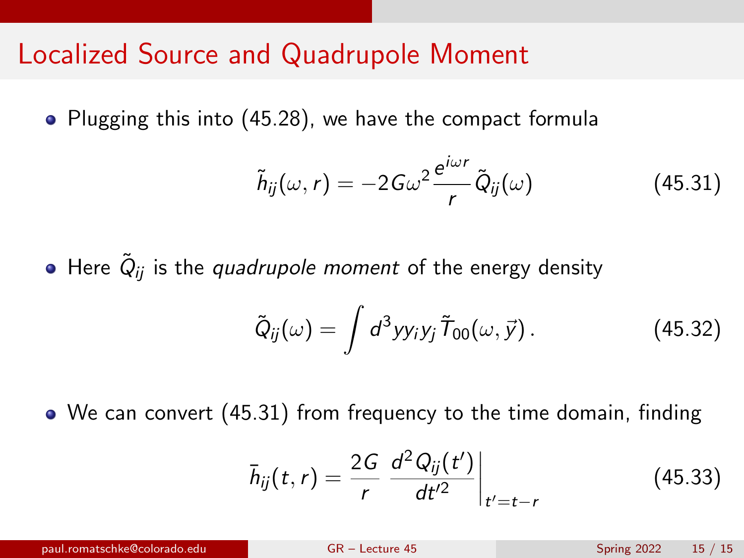# Localized Source and Quadrupole Moment

- Plugging this into (45.28), we have the compact formula

$$\tilde{h}_{ij}(\omega, r) = -2G\omega^2 \frac{e^{i\omega r}}{r} \tilde{Q}_{ij}(\omega) \tag{45.31}$$

- Here $\tilde{Q}_{ij}$ is the *quadrupole moment* of the energy density

$$\tilde{Q}_{ij}(\omega) = \int d^3y y_i y_j \, \tilde{T}_{00}(\omega, \vec{y}) \,. \tag{45.32}$$

- We can convert (45.31) from frequency to the time domain, finding

$$\bar{h}_{ij}(t, r) = \frac{2G}{r} \left. \frac{d^2 Q_{ij}(t')}{dt'^2} \right|_{t'=t-r} \tag{45.33}$$